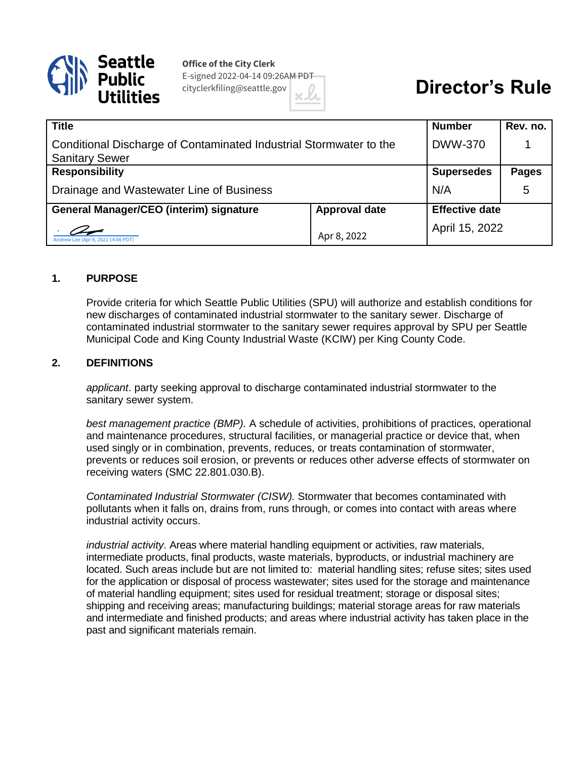Seattle Public Utilities

**Office of the City Clerk**
E-signed 2022-04-14 09:26AM PDT
cityclerkfiling@seattle.gov

# Director's Rule

| Title | | Number | Rev. no. |
|---|---|---|---|
| Conditional Discharge of Contaminated Industrial Stormwater to the Sanitary Sewer | | DWW-370 | 1 |
| **Responsibility** | | **Supersedes** | **Pages** |
| Drainage and Wastewater Line of Business | | N/A | 5 |
| **General Manager/CEO (interim) signature** | **Approval date** | **Effective date** | |
| Andrew Lee (Apr 8, 2022 14:06 PDT) | Apr 8, 2022 | April 15, 2022 | |

## 1. PURPOSE

Provide criteria for which Seattle Public Utilities (SPU) will authorize and establish conditions for new discharges of contaminated industrial stormwater to the sanitary sewer. Discharge of contaminated industrial stormwater to the sanitary sewer requires approval by SPU per Seattle Municipal Code and King County Industrial Waste (KCIW) per King County Code.

## 2. DEFINITIONS

*applicant*. party seeking approval to discharge contaminated industrial stormwater to the sanitary sewer system.

*best management practice (BMP).* A schedule of activities, prohibitions of practices, operational and maintenance procedures, structural facilities, or managerial practice or device that, when used singly or in combination, prevents, reduces, or treats contamination of stormwater, prevents or reduces soil erosion, or prevents or reduces other adverse effects of stormwater on receiving waters (SMC 22.801.030.B).

*Contaminated Industrial Stormwater (CISW).* Stormwater that becomes contaminated with pollutants when it falls on, drains from, runs through, or comes into contact with areas where industrial activity occurs.

*industrial activity*. Areas where material handling equipment or activities, raw materials, intermediate products, final products, waste materials, byproducts, or industrial machinery are located. Such areas include but are not limited to: material handling sites; refuse sites; sites used for the application or disposal of process wastewater; sites used for the storage and maintenance of material handling equipment; sites used for residual treatment; storage or disposal sites; shipping and receiving areas; manufacturing buildings; material storage areas for raw materials and intermediate and finished products; and areas where industrial activity has taken place in the past and significant materials remain.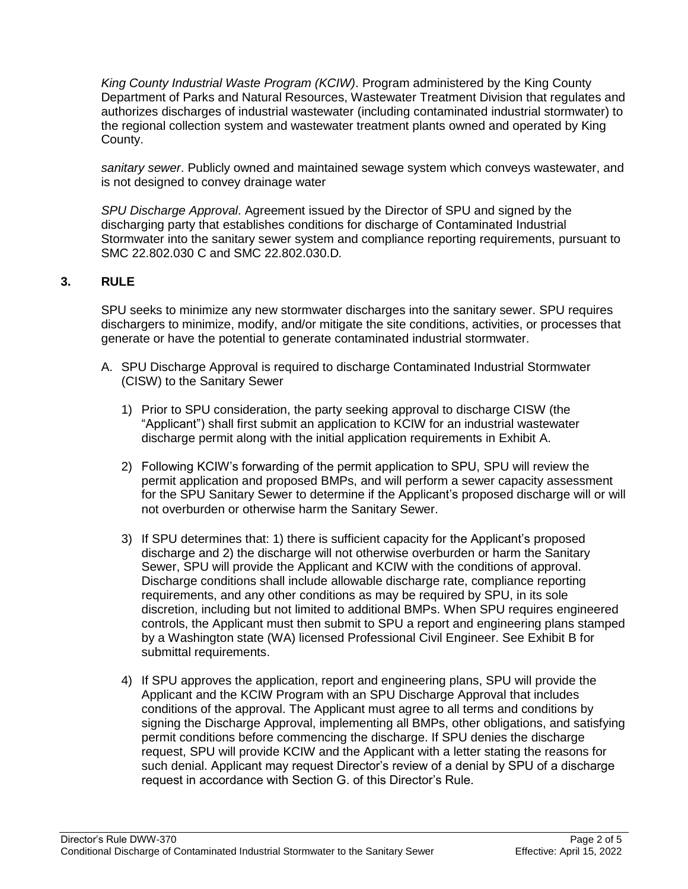*King County Industrial Waste Program (KCIW)*. Program administered by the King County Department of Parks and Natural Resources, Wastewater Treatment Division that regulates and authorizes discharges of industrial wastewater (including contaminated industrial stormwater) to the regional collection system and wastewater treatment plants owned and operated by King County.

*sanitary sewer*. Publicly owned and maintained sewage system which conveys wastewater, and is not designed to convey drainage water

*SPU Discharge Approval*. Agreement issued by the Director of SPU and signed by the discharging party that establishes conditions for discharge of Contaminated Industrial Stormwater into the sanitary sewer system and compliance reporting requirements, pursuant to SMC 22.802.030 C and SMC 22.802.030.D*.*

## 3. RULE

SPU seeks to minimize any new stormwater discharges into the sanitary sewer. SPU requires dischargers to minimize, modify, and/or mitigate the site conditions, activities, or processes that generate or have the potential to generate contaminated industrial stormwater.

A. SPU Discharge Approval is required to discharge Contaminated Industrial Stormwater (CISW) to the Sanitary Sewer

1) Prior to SPU consideration, the party seeking approval to discharge CISW (the "Applicant") shall first submit an application to KCIW for an industrial wastewater discharge permit along with the initial application requirements in Exhibit A.

2) Following KCIW's forwarding of the permit application to SPU, SPU will review the permit application and proposed BMPs, and will perform a sewer capacity assessment for the SPU Sanitary Sewer to determine if the Applicant's proposed discharge will or will not overburden or otherwise harm the Sanitary Sewer.

3) If SPU determines that: 1) there is sufficient capacity for the Applicant's proposed discharge and 2) the discharge will not otherwise overburden or harm the Sanitary Sewer, SPU will provide the Applicant and KCIW with the conditions of approval. Discharge conditions shall include allowable discharge rate, compliance reporting requirements, and any other conditions as may be required by SPU, in its sole discretion, including but not limited to additional BMPs. When SPU requires engineered controls, the Applicant must then submit to SPU a report and engineering plans stamped by a Washington state (WA) licensed Professional Civil Engineer. See Exhibit B for submittal requirements.

4) If SPU approves the application, report and engineering plans, SPU will provide the Applicant and the KCIW Program with an SPU Discharge Approval that includes conditions of the approval. The Applicant must agree to all terms and conditions by signing the Discharge Approval, implementing all BMPs, other obligations, and satisfying permit conditions before commencing the discharge. If SPU denies the discharge request, SPU will provide KCIW and the Applicant with a letter stating the reasons for such denial. Applicant may request Director's review of a denial by SPU of a discharge request in accordance with Section G. of this Director's Rule.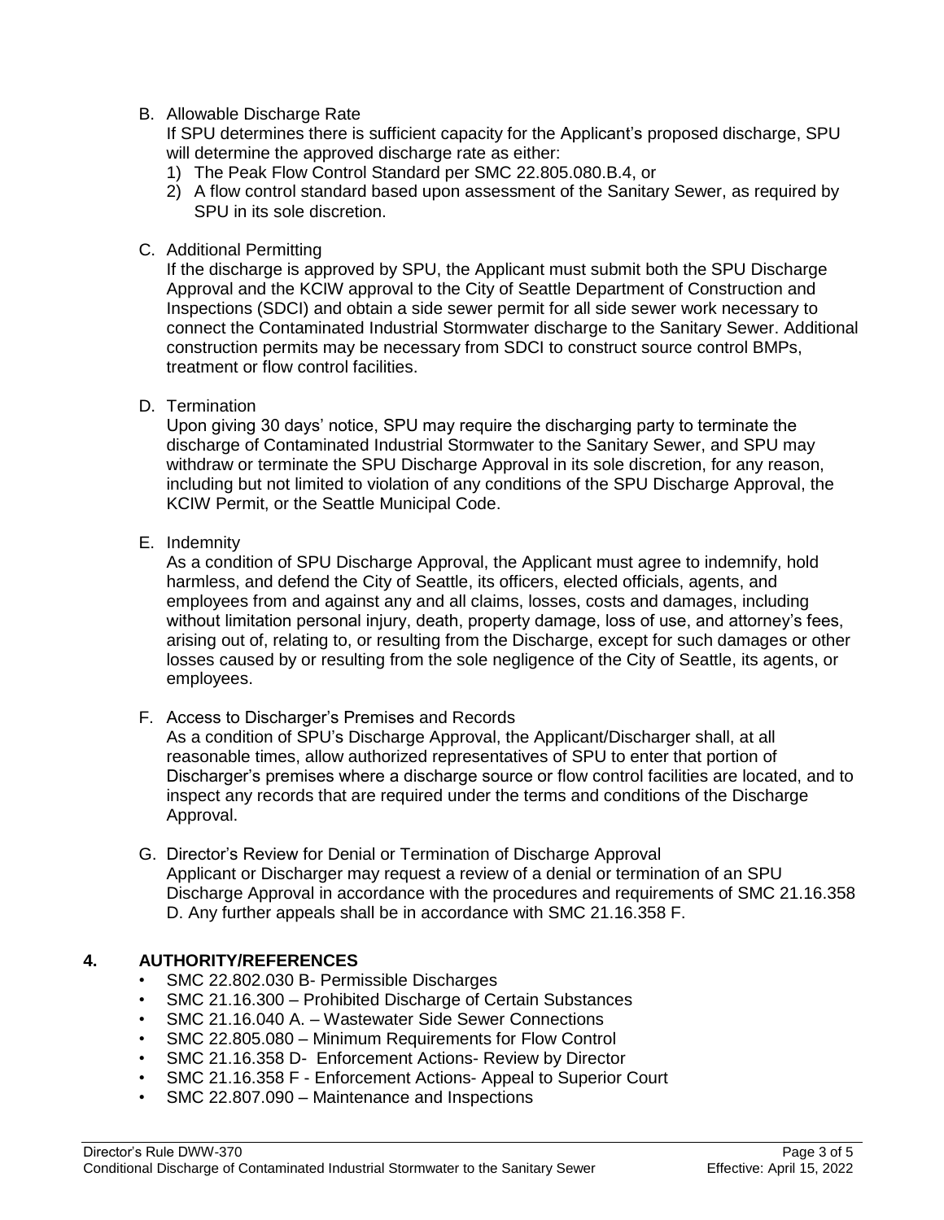B. Allowable Discharge Rate

If SPU determines there is sufficient capacity for the Applicant's proposed discharge, SPU will determine the approved discharge rate as either:

1) The Peak Flow Control Standard per SMC 22.805.080.B.4, or
2) A flow control standard based upon assessment of the Sanitary Sewer, as required by SPU in its sole discretion.

C. Additional Permitting

If the discharge is approved by SPU, the Applicant must submit both the SPU Discharge Approval and the KCIW approval to the City of Seattle Department of Construction and Inspections (SDCI) and obtain a side sewer permit for all side sewer work necessary to connect the Contaminated Industrial Stormwater discharge to the Sanitary Sewer. Additional construction permits may be necessary from SDCI to construct source control BMPs, treatment or flow control facilities.

D. Termination

Upon giving 30 days' notice, SPU may require the discharging party to terminate the discharge of Contaminated Industrial Stormwater to the Sanitary Sewer, and SPU may withdraw or terminate the SPU Discharge Approval in its sole discretion, for any reason, including but not limited to violation of any conditions of the SPU Discharge Approval, the KCIW Permit, or the Seattle Municipal Code.

E. Indemnity

As a condition of SPU Discharge Approval, the Applicant must agree to indemnify, hold harmless, and defend the City of Seattle, its officers, elected officials, agents, and employees from and against any and all claims, losses, costs and damages, including without limitation personal injury, death, property damage, loss of use, and attorney's fees, arising out of, relating to, or resulting from the Discharge, except for such damages or other losses caused by or resulting from the sole negligence of the City of Seattle, its agents, or employees.

F. Access to Discharger's Premises and Records

As a condition of SPU's Discharge Approval, the Applicant/Discharger shall, at all reasonable times, allow authorized representatives of SPU to enter that portion of Discharger's premises where a discharge source or flow control facilities are located, and to inspect any records that are required under the terms and conditions of the Discharge Approval.

G. Director's Review for Denial or Termination of Discharge Approval

Applicant or Discharger may request a review of a denial or termination of an SPU Discharge Approval in accordance with the procedures and requirements of SMC 21.16.358 D. Any further appeals shall be in accordance with SMC 21.16.358 F.

## 4. AUTHORITY/REFERENCES

- SMC 22.802.030 B- Permissible Discharges
- SMC 21.16.300 – Prohibited Discharge of Certain Substances
- SMC 21.16.040 A. – Wastewater Side Sewer Connections
- SMC 22.805.080 – Minimum Requirements for Flow Control
- SMC 21.16.358 D- Enforcement Actions- Review by Director
- SMC 21.16.358 F - Enforcement Actions- Appeal to Superior Court
- SMC 22.807.090 – Maintenance and Inspections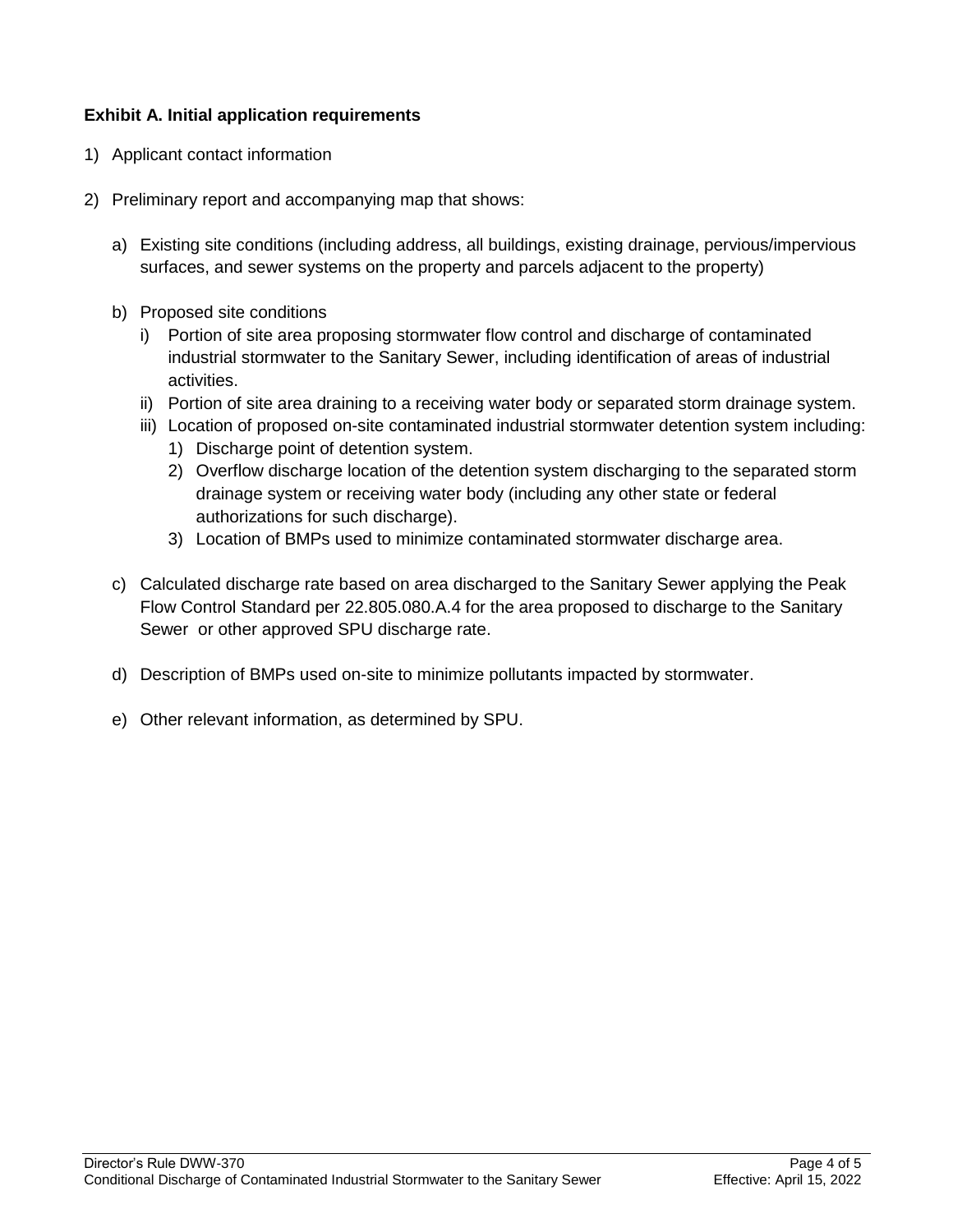**Exhibit A. Initial application requirements**

1) Applicant contact information

2) Preliminary report and accompanying map that shows:

   a) Existing site conditions (including address, all buildings, existing drainage, pervious/impervious surfaces, and sewer systems on the property and parcels adjacent to the property)

   b) Proposed site conditions
      i) Portion of site area proposing stormwater flow control and discharge of contaminated industrial stormwater to the Sanitary Sewer, including identification of areas of industrial activities.
      ii) Portion of site area draining to a receiving water body or separated storm drainage system.
      iii) Location of proposed on-site contaminated industrial stormwater detention system including:
         1) Discharge point of detention system.
         2) Overflow discharge location of the detention system discharging to the separated storm drainage system or receiving water body (including any other state or federal authorizations for such discharge).
         3) Location of BMPs used to minimize contaminated stormwater discharge area.

   c) Calculated discharge rate based on area discharged to the Sanitary Sewer applying the Peak Flow Control Standard per 22.805.080.A.4 for the area proposed to discharge to the Sanitary Sewer or other approved SPU discharge rate.

   d) Description of BMPs used on-site to minimize pollutants impacted by stormwater.

   e) Other relevant information, as determined by SPU.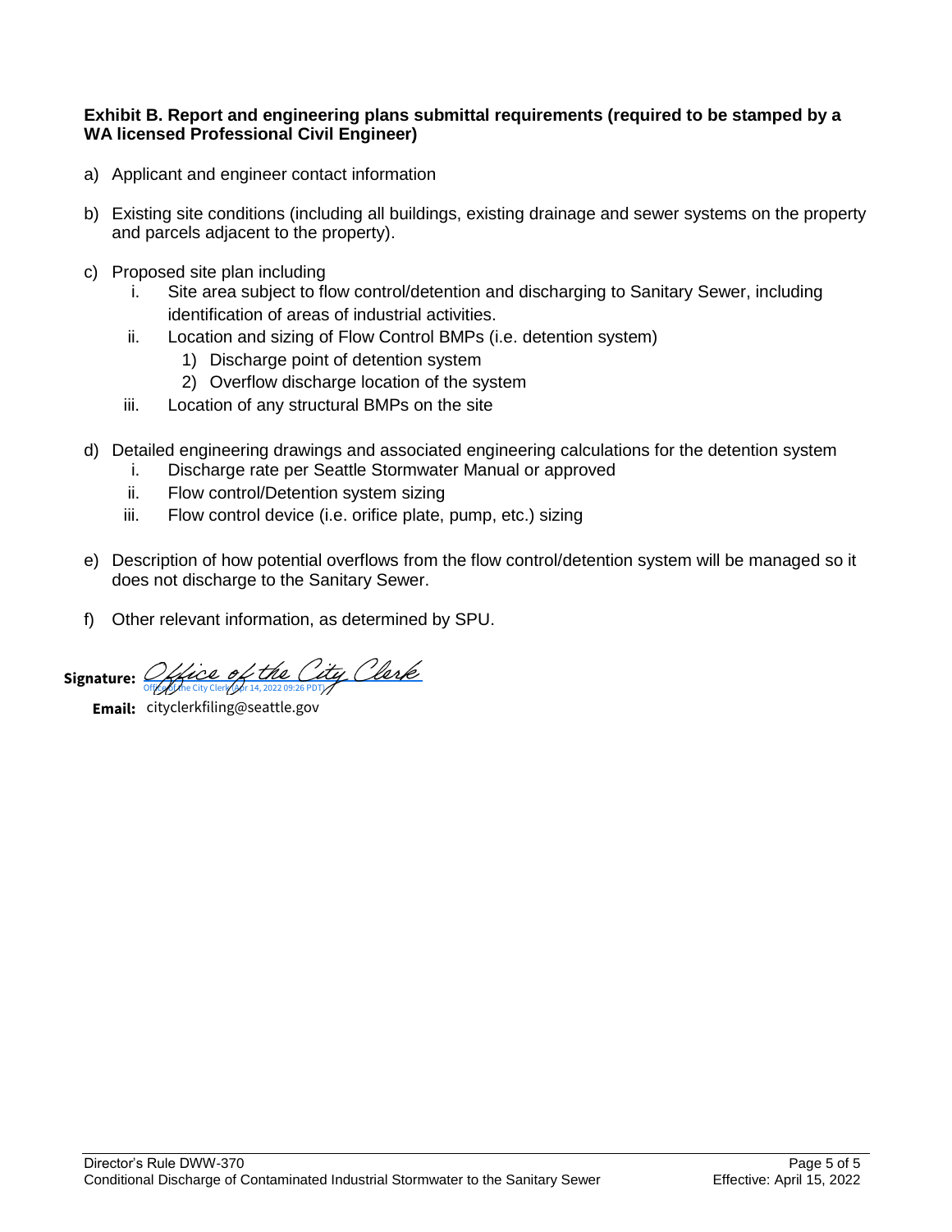**Exhibit B. Report and engineering plans submittal requirements (required to be stamped by a WA licensed Professional Civil Engineer)**

a) Applicant and engineer contact information

b) Existing site conditions (including all buildings, existing drainage and sewer systems on the property and parcels adjacent to the property).

c) Proposed site plan including
   i. Site area subject to flow control/detention and discharging to Sanitary Sewer, including identification of areas of industrial activities.
   ii. Location and sizing of Flow Control BMPs (i.e. detention system)
      1) Discharge point of detention system
      2) Overflow discharge location of the system
   iii. Location of any structural BMPs on the site

d) Detailed engineering drawings and associated engineering calculations for the detention system
   i. Discharge rate per Seattle Stormwater Manual or approved
   ii. Flow control/Detention system sizing
   iii. Flow control device (i.e. orifice plate, pump, etc.) sizing

e) Description of how potential overflows from the flow control/detention system will be managed so it does not discharge to the Sanitary Sewer.

f) Other relevant information, as determined by SPU.

**Signature:** Office of the City Clerk
Office of the City Clerk (Apr 14, 2022 09:26 PDT)

**Email:** cityclerkfiling@seattle.gov